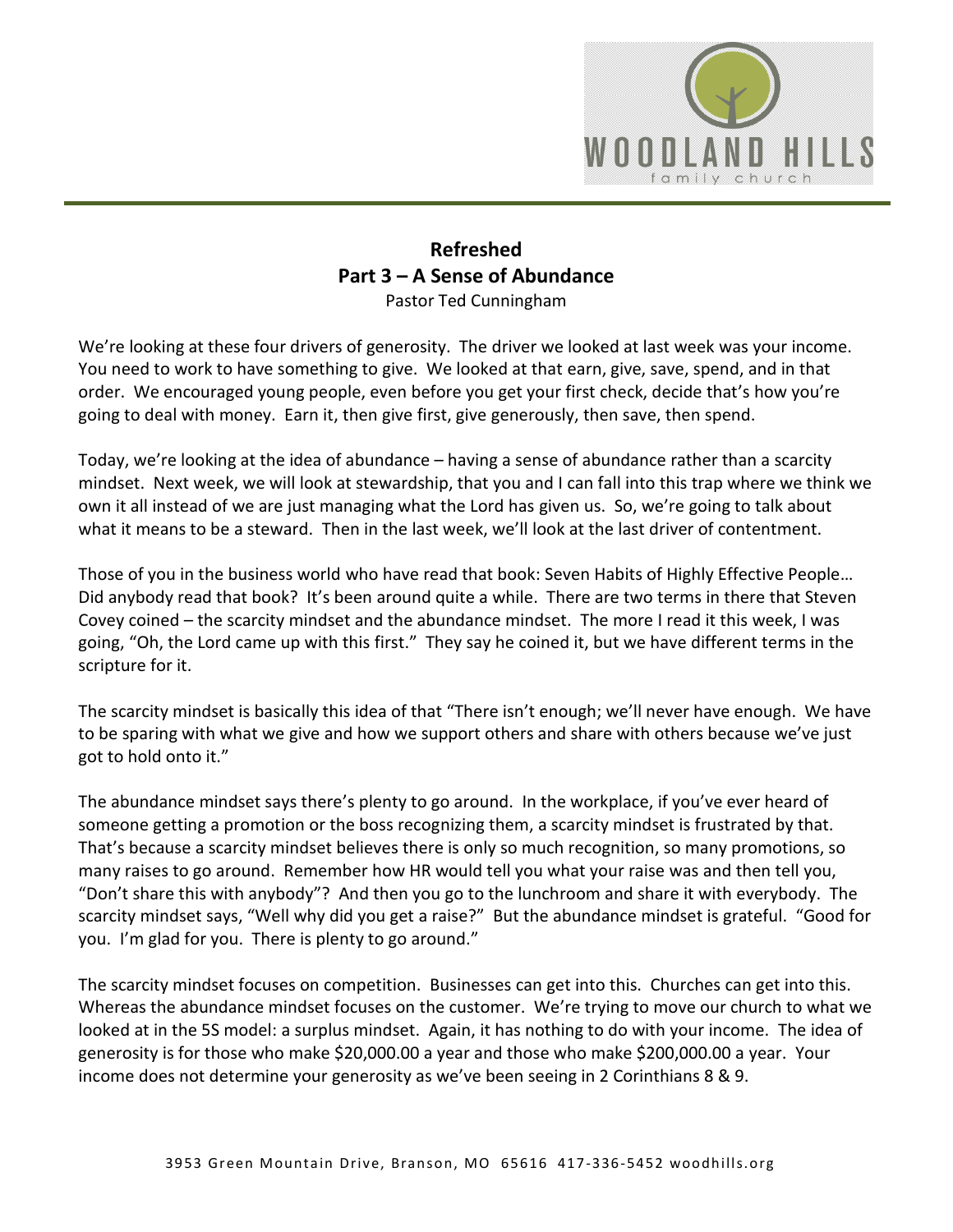# Refreshed
## Part 3 – A Sense of Abundance
Pastor Ted Cunningham

We're looking at these four drivers of generosity. The driver we looked at last week was your income. You need to work to have something to give. We looked at that earn, give, save, spend, and in that order. We encouraged young people, even before you get your first check, decide that's how you're going to deal with money. Earn it, then give first, give generously, then save, then spend.

Today, we're looking at the idea of abundance – having a sense of abundance rather than a scarcity mindset. Next week, we will look at stewardship, that you and I can fall into this trap where we think we own it all instead of we are just managing what the Lord has given us. So, we're going to talk about what it means to be a steward. Then in the last week, we'll look at the last driver of contentment.

Those of you in the business world who have read that book: Seven Habits of Highly Effective People… Did anybody read that book? It's been around quite a while. There are two terms in there that Steven Covey coined – the scarcity mindset and the abundance mindset. The more I read it this week, I was going, "Oh, the Lord came up with this first." They say he coined it, but we have different terms in the scripture for it.

The scarcity mindset is basically this idea of that "There isn't enough; we'll never have enough. We have to be sparing with what we give and how we support others and share with others because we've just got to hold onto it."

The abundance mindset says there's plenty to go around. In the workplace, if you've ever heard of someone getting a promotion or the boss recognizing them, a scarcity mindset is frustrated by that. That's because a scarcity mindset believes there is only so much recognition, so many promotions, so many raises to go around. Remember how HR would tell you what your raise was and then tell you, "Don't share this with anybody"? And then you go to the lunchroom and share it with everybody. The scarcity mindset says, "Well why did you get a raise?" But the abundance mindset is grateful. "Good for you. I'm glad for you. There is plenty to go around."

The scarcity mindset focuses on competition. Businesses can get into this. Churches can get into this. Whereas the abundance mindset focuses on the customer. We're trying to move our church to what we looked at in the 5S model: a surplus mindset. Again, it has nothing to do with your income. The idea of generosity is for those who make $20,000.00 a year and those who make $200,000.00 a year. Your income does not determine your generosity as we've been seeing in 2 Corinthians 8 & 9.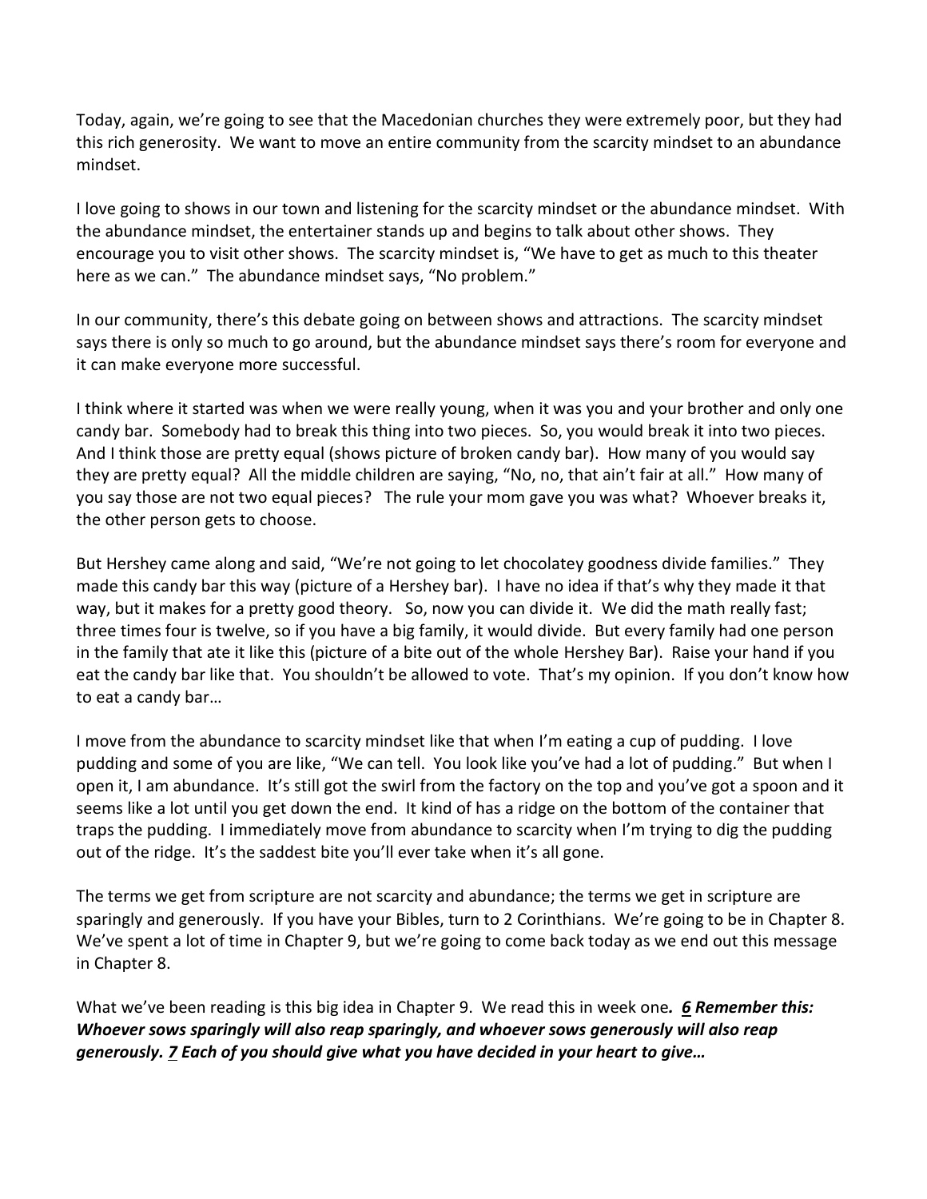Today, again, we're going to see that the Macedonian churches they were extremely poor, but they had this rich generosity. We want to move an entire community from the scarcity mindset to an abundance mindset.

I love going to shows in our town and listening for the scarcity mindset or the abundance mindset. With the abundance mindset, the entertainer stands up and begins to talk about other shows. They encourage you to visit other shows. The scarcity mindset is, "We have to get as much to this theater here as we can." The abundance mindset says, "No problem."

In our community, there's this debate going on between shows and attractions. The scarcity mindset says there is only so much to go around, but the abundance mindset says there's room for everyone and it can make everyone more successful.

I think where it started was when we were really young, when it was you and your brother and only one candy bar. Somebody had to break this thing into two pieces. So, you would break it into two pieces. And I think those are pretty equal (shows picture of broken candy bar). How many of you would say they are pretty equal? All the middle children are saying, "No, no, that ain't fair at all." How many of you say those are not two equal pieces? The rule your mom gave you was what? Whoever breaks it, the other person gets to choose.

But Hershey came along and said, "We're not going to let chocolatey goodness divide families." They made this candy bar this way (picture of a Hershey bar). I have no idea if that's why they made it that way, but it makes for a pretty good theory. So, now you can divide it. We did the math really fast; three times four is twelve, so if you have a big family, it would divide. But every family had one person in the family that ate it like this (picture of a bite out of the whole Hershey Bar). Raise your hand if you eat the candy bar like that. You shouldn't be allowed to vote. That's my opinion. If you don't know how to eat a candy bar…

I move from the abundance to scarcity mindset like that when I'm eating a cup of pudding. I love pudding and some of you are like, "We can tell. You look like you've had a lot of pudding." But when I open it, I am abundance. It's still got the swirl from the factory on the top and you've got a spoon and it seems like a lot until you get down the end. It kind of has a ridge on the bottom of the container that traps the pudding. I immediately move from abundance to scarcity when I'm trying to dig the pudding out of the ridge. It's the saddest bite you'll ever take when it's all gone.

The terms we get from scripture are not scarcity and abundance; the terms we get in scripture are sparingly and generously. If you have your Bibles, turn to 2 Corinthians. We're going to be in Chapter 8. We've spent a lot of time in Chapter 9, but we're going to come back today as we end out this message in Chapter 8.

What we've been reading is this big idea in Chapter 9. We read this in week one***. 6 Remember this: Whoever sows sparingly will also reap sparingly, and whoever sows generously will also reap generously. 7 Each of you should give what you have decided in your heart to give…***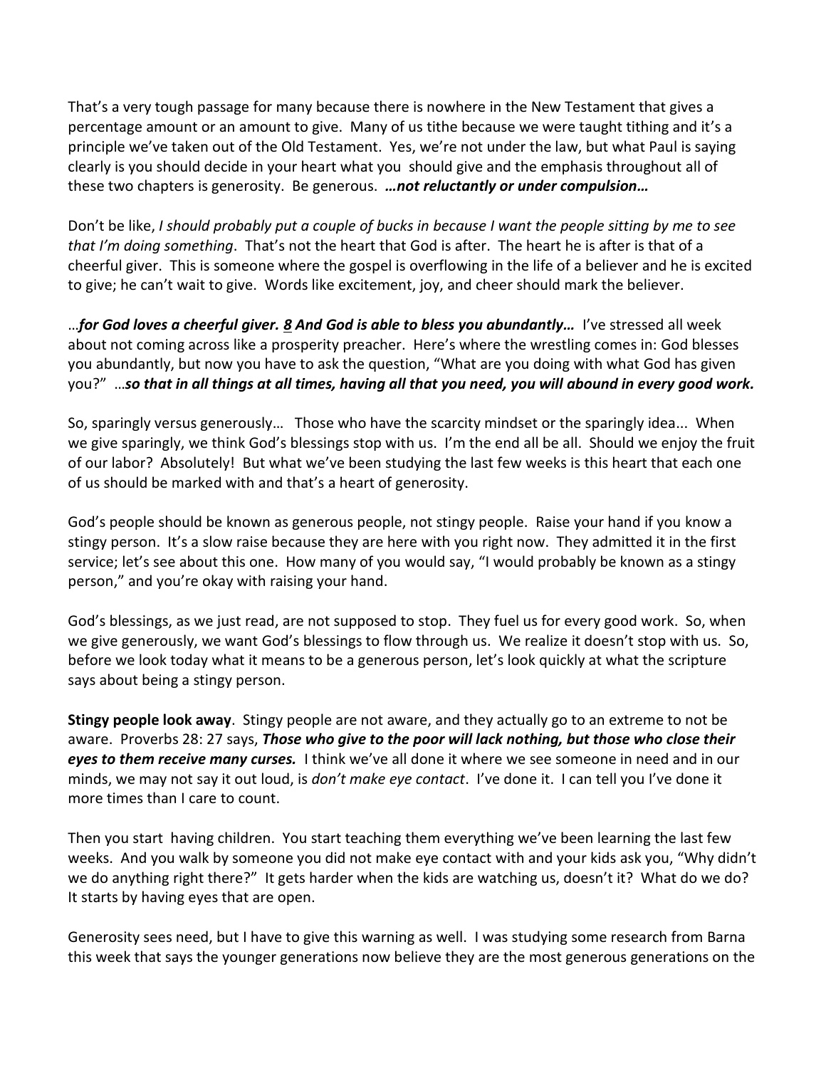That's a very tough passage for many because there is nowhere in the New Testament that gives a percentage amount or an amount to give. Many of us tithe because we were taught tithing and it's a principle we've taken out of the Old Testament. Yes, we're not under the law, but what Paul is saying clearly is you should decide in your heart what you should give and the emphasis throughout all of these two chapters is generosity. Be generous. ***…not reluctantly or under compulsion…***

Don't be like, *I should probably put a couple of bucks in because I want the people sitting by me to see that I'm doing something*. That's not the heart that God is after. The heart he is after is that of a cheerful giver. This is someone where the gospel is overflowing in the life of a believer and he is excited to give; he can't wait to give. Words like excitement, joy, and cheer should mark the believer.

…***for God loves a cheerful giver. 8 And God is able to bless you abundantly…*** I've stressed all week about not coming across like a prosperity preacher. Here's where the wrestling comes in: God blesses you abundantly, but now you have to ask the question, "What are you doing with what God has given you?" …***so that in all things at all times, having all that you need, you will abound in every good work.***

So, sparingly versus generously… Those who have the scarcity mindset or the sparingly idea... When we give sparingly, we think God's blessings stop with us. I'm the end all be all. Should we enjoy the fruit of our labor? Absolutely! But what we've been studying the last few weeks is this heart that each one of us should be marked with and that's a heart of generosity.

God's people should be known as generous people, not stingy people. Raise your hand if you know a stingy person. It's a slow raise because they are here with you right now. They admitted it in the first service; let's see about this one. How many of you would say, "I would probably be known as a stingy person," and you're okay with raising your hand.

God's blessings, as we just read, are not supposed to stop. They fuel us for every good work. So, when we give generously, we want God's blessings to flow through us. We realize it doesn't stop with us. So, before we look today what it means to be a generous person, let's look quickly at what the scripture says about being a stingy person.

**Stingy people look away**. Stingy people are not aware, and they actually go to an extreme to not be aware. Proverbs 28: 27 says, ***Those who give to the poor will lack nothing, but those who close their eyes to them receive many curses.*** I think we've all done it where we see someone in need and in our minds, we may not say it out loud, is *don't make eye contact*. I've done it. I can tell you I've done it more times than I care to count.

Then you start having children. You start teaching them everything we've been learning the last few weeks. And you walk by someone you did not make eye contact with and your kids ask you, "Why didn't we do anything right there?" It gets harder when the kids are watching us, doesn't it? What do we do? It starts by having eyes that are open.

Generosity sees need, but I have to give this warning as well. I was studying some research from Barna this week that says the younger generations now believe they are the most generous generations on the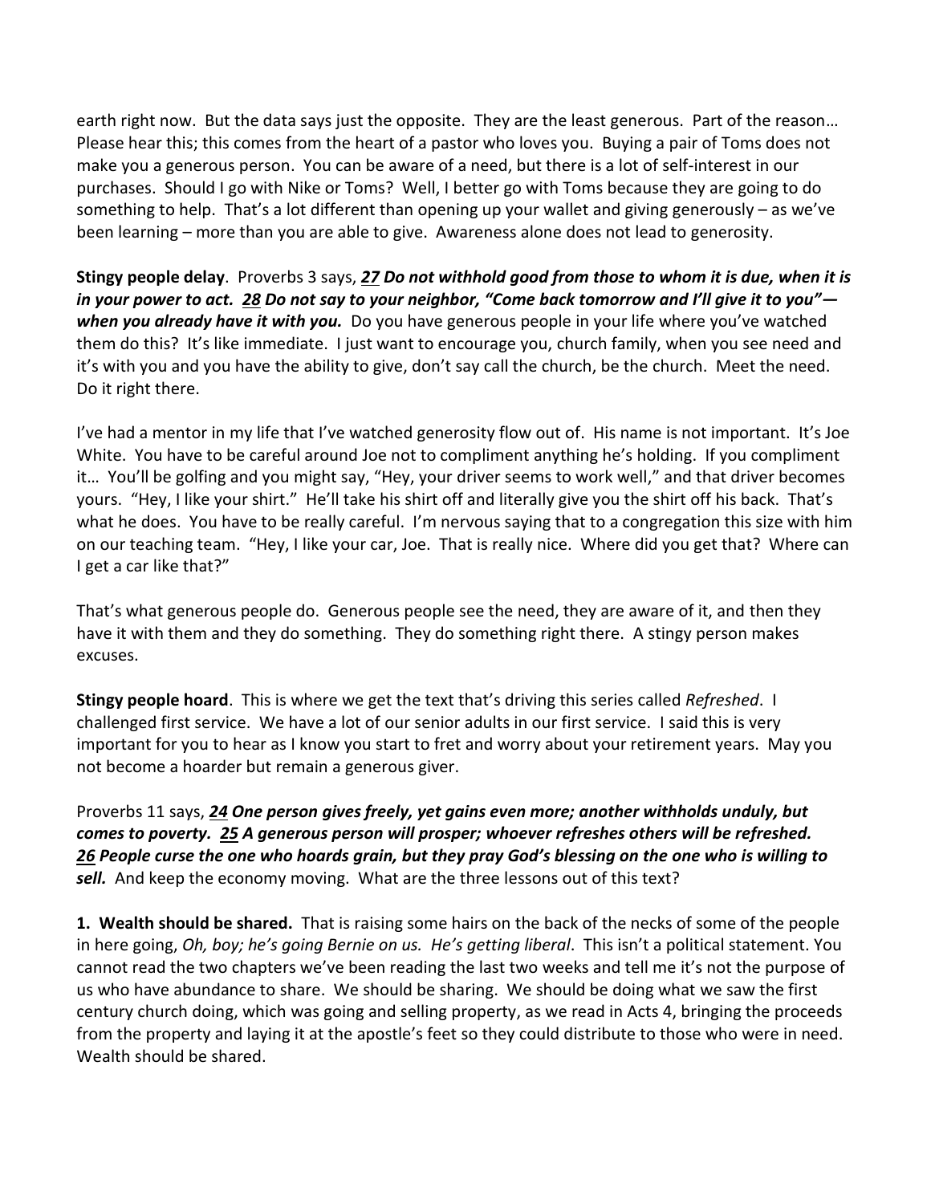earth right now. But the data says just the opposite. They are the least generous. Part of the reason… Please hear this; this comes from the heart of a pastor who loves you. Buying a pair of Toms does not make you a generous person. You can be aware of a need, but there is a lot of self-interest in our purchases. Should I go with Nike or Toms? Well, I better go with Toms because they are going to do something to help. That's a lot different than opening up your wallet and giving generously – as we've been learning – more than you are able to give. Awareness alone does not lead to generosity.

**Stingy people delay**. Proverbs 3 says, ***27 Do not withhold good from those to whom it is due, when it is in your power to act. 28 Do not say to your neighbor, "Come back tomorrow and I'll give it to you"—when you already have it with you.*** Do you have generous people in your life where you've watched them do this? It's like immediate. I just want to encourage you, church family, when you see need and it's with you and you have the ability to give, don't say call the church, be the church. Meet the need. Do it right there.

I've had a mentor in my life that I've watched generosity flow out of. His name is not important. It's Joe White. You have to be careful around Joe not to compliment anything he's holding. If you compliment it… You'll be golfing and you might say, "Hey, your driver seems to work well," and that driver becomes yours. "Hey, I like your shirt." He'll take his shirt off and literally give you the shirt off his back. That's what he does. You have to be really careful. I'm nervous saying that to a congregation this size with him on our teaching team. "Hey, I like your car, Joe. That is really nice. Where did you get that? Where can I get a car like that?"

That's what generous people do. Generous people see the need, they are aware of it, and then they have it with them and they do something. They do something right there. A stingy person makes excuses.

**Stingy people hoard**. This is where we get the text that's driving this series called *Refreshed*. I challenged first service. We have a lot of our senior adults in our first service. I said this is very important for you to hear as I know you start to fret and worry about your retirement years. May you not become a hoarder but remain a generous giver.

Proverbs 11 says, ***24 One person gives freely, yet gains even more; another withholds unduly, but comes to poverty. 25 A generous person will prosper; whoever refreshes others will be refreshed. 26 People curse the one who hoards grain, but they pray God's blessing on the one who is willing to sell.*** And keep the economy moving. What are the three lessons out of this text?

**1. Wealth should be shared.** That is raising some hairs on the back of the necks of some of the people in here going, *Oh, boy; he's going Bernie on us. He's getting liberal*. This isn't a political statement. You cannot read the two chapters we've been reading the last two weeks and tell me it's not the purpose of us who have abundance to share. We should be sharing. We should be doing what we saw the first century church doing, which was going and selling property, as we read in Acts 4, bringing the proceeds from the property and laying it at the apostle's feet so they could distribute to those who were in need. Wealth should be shared.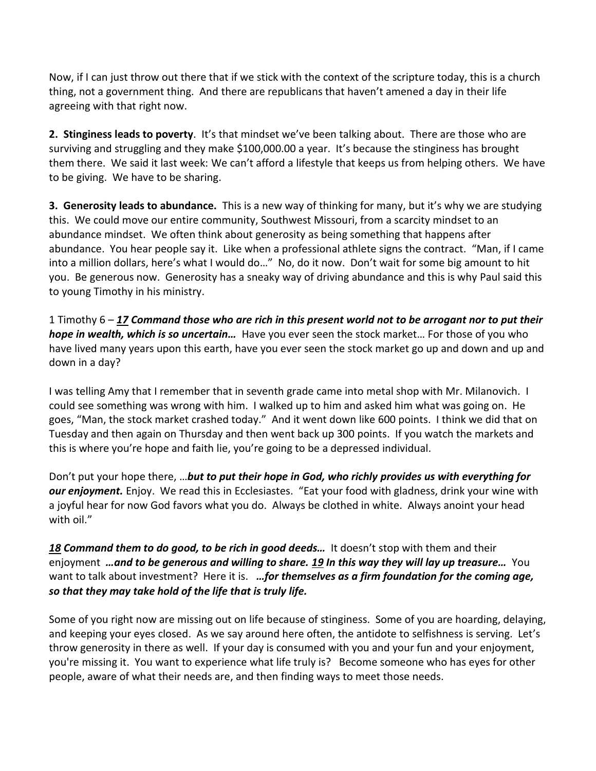Now, if I can just throw out there that if we stick with the context of the scripture today, this is a church thing, not a government thing. And there are republicans that haven't amened a day in their life agreeing with that right now.

**2. Stinginess leads to poverty**. It's that mindset we've been talking about. There are those who are surviving and struggling and they make $100,000.00 a year. It's because the stinginess has brought them there. We said it last week: We can't afford a lifestyle that keeps us from helping others. We have to be giving. We have to be sharing.

**3. Generosity leads to abundance.** This is a new way of thinking for many, but it's why we are studying this. We could move our entire community, Southwest Missouri, from a scarcity mindset to an abundance mindset. We often think about generosity as being something that happens after abundance. You hear people say it. Like when a professional athlete signs the contract. "Man, if I came into a million dollars, here's what I would do…" No, do it now. Don't wait for some big amount to hit you. Be generous now. Generosity has a sneaky way of driving abundance and this is why Paul said this to young Timothy in his ministry.

1 Timothy 6 – ***17 Command those who are rich in this present world not to be arrogant nor to put their hope in wealth, which is so uncertain…*** Have you ever seen the stock market… For those of you who have lived many years upon this earth, have you ever seen the stock market go up and down and up and down in a day?

I was telling Amy that I remember that in seventh grade came into metal shop with Mr. Milanovich. I could see something was wrong with him. I walked up to him and asked him what was going on. He goes, "Man, the stock market crashed today." And it went down like 600 points. I think we did that on Tuesday and then again on Thursday and then went back up 300 points. If you watch the markets and this is where you're hope and faith lie, you're going to be a depressed individual.

Don't put your hope there, …***but to put their hope in God, who richly provides us with everything for our enjoyment.*** Enjoy. We read this in Ecclesiastes. "Eat your food with gladness, drink your wine with a joyful hear for now God favors what you do. Always be clothed in white. Always anoint your head with oil."

***18 Command them to do good, to be rich in good deeds…*** It doesn't stop with them and their enjoyment ***…and to be generous and willing to share. 19 In this way they will lay up treasure…*** You want to talk about investment? Here it is. ***…for themselves as a firm foundation for the coming age, so that they may take hold of the life that is truly life.***

Some of you right now are missing out on life because of stinginess. Some of you are hoarding, delaying, and keeping your eyes closed. As we say around here often, the antidote to selfishness is serving. Let's throw generosity in there as well. If your day is consumed with you and your fun and your enjoyment, you're missing it. You want to experience what life truly is? Become someone who has eyes for other people, aware of what their needs are, and then finding ways to meet those needs.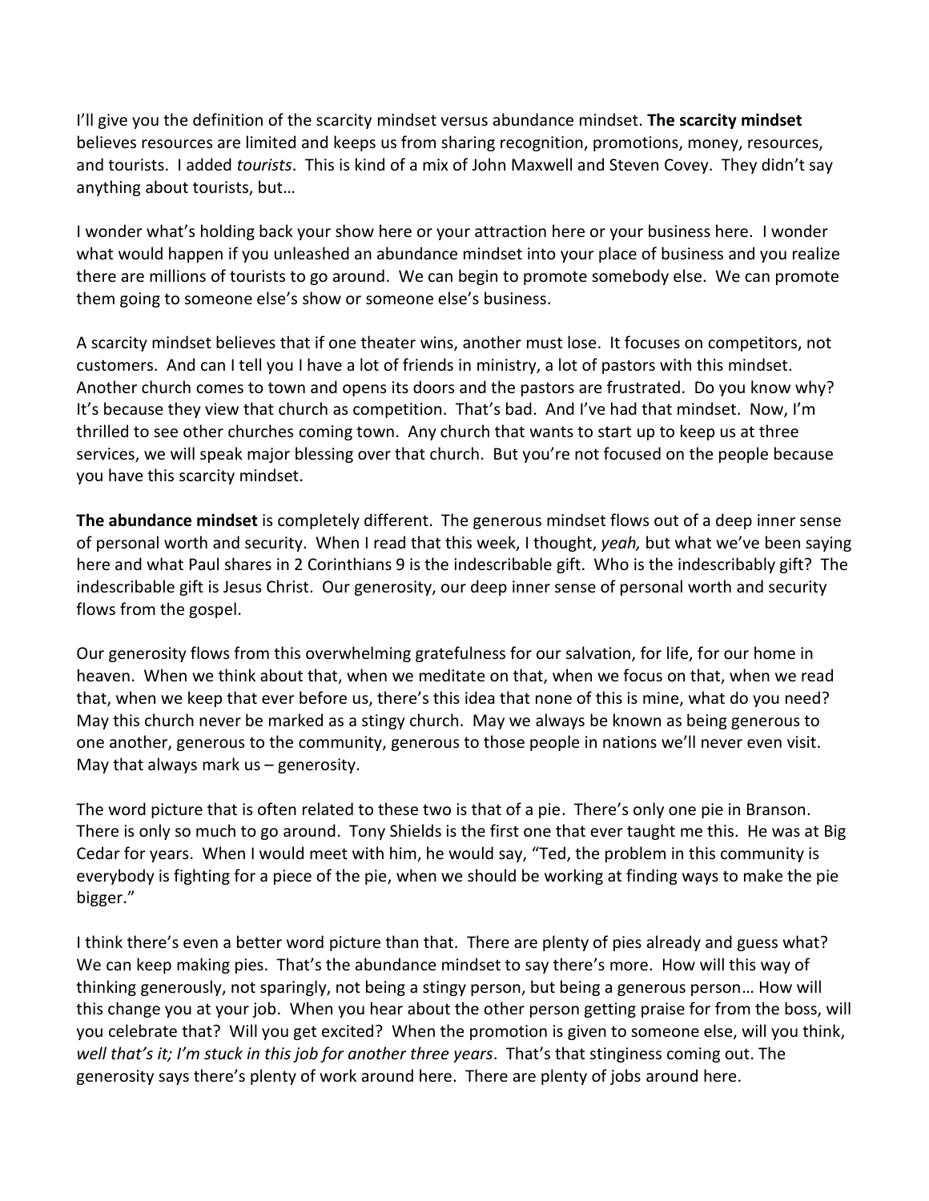I'll give you the definition of the scarcity mindset versus abundance mindset. **The scarcity mindset** believes resources are limited and keeps us from sharing recognition, promotions, money, resources, and tourists. I added *tourists*. This is kind of a mix of John Maxwell and Steven Covey. They didn't say anything about tourists, but…

I wonder what's holding back your show here or your attraction here or your business here. I wonder what would happen if you unleashed an abundance mindset into your place of business and you realize there are millions of tourists to go around. We can begin to promote somebody else. We can promote them going to someone else's show or someone else's business.

A scarcity mindset believes that if one theater wins, another must lose. It focuses on competitors, not customers. And can I tell you I have a lot of friends in ministry, a lot of pastors with this mindset. Another church comes to town and opens its doors and the pastors are frustrated. Do you know why? It's because they view that church as competition. That's bad. And I've had that mindset. Now, I'm thrilled to see other churches coming town. Any church that wants to start up to keep us at three services, we will speak major blessing over that church. But you're not focused on the people because you have this scarcity mindset.

**The abundance mindset** is completely different. The generous mindset flows out of a deep inner sense of personal worth and security. When I read that this week, I thought, *yeah,* but what we've been saying here and what Paul shares in 2 Corinthians 9 is the indescribable gift. Who is the indescribably gift? The indescribable gift is Jesus Christ. Our generosity, our deep inner sense of personal worth and security flows from the gospel.

Our generosity flows from this overwhelming gratefulness for our salvation, for life, for our home in heaven. When we think about that, when we meditate on that, when we focus on that, when we read that, when we keep that ever before us, there's this idea that none of this is mine, what do you need? May this church never be marked as a stingy church. May we always be known as being generous to one another, generous to the community, generous to those people in nations we'll never even visit. May that always mark us – generosity.

The word picture that is often related to these two is that of a pie. There's only one pie in Branson. There is only so much to go around. Tony Shields is the first one that ever taught me this. He was at Big Cedar for years. When I would meet with him, he would say, "Ted, the problem in this community is everybody is fighting for a piece of the pie, when we should be working at finding ways to make the pie bigger."

I think there's even a better word picture than that. There are plenty of pies already and guess what? We can keep making pies. That's the abundance mindset to say there's more. How will this way of thinking generously, not sparingly, not being a stingy person, but being a generous person… How will this change you at your job. When you hear about the other person getting praise for from the boss, will you celebrate that? Will you get excited? When the promotion is given to someone else, will you think, *well that's it; I'm stuck in this job for another three years*. That's that stinginess coming out. The generosity says there's plenty of work around here. There are plenty of jobs around here.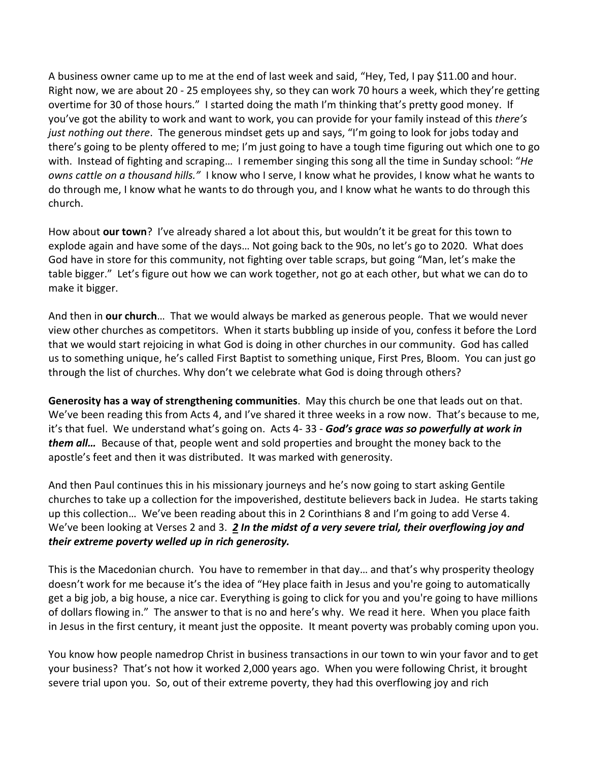A business owner came up to me at the end of last week and said, "Hey, Ted, I pay $11.00 and hour. Right now, we are about 20 - 25 employees shy, so they can work 70 hours a week, which they're getting overtime for 30 of those hours." I started doing the math I'm thinking that's pretty good money. If you've got the ability to work and want to work, you can provide for your family instead of this *there's just nothing out there*. The generous mindset gets up and says, "I'm going to look for jobs today and there's going to be plenty offered to me; I'm just going to have a tough time figuring out which one to go with. Instead of fighting and scraping… I remember singing this song all the time in Sunday school: "*He owns cattle on a thousand hills."* I know who I serve, I know what he provides, I know what he wants to do through me, I know what he wants to do through you, and I know what he wants to do through this church.

How about **our town**? I've already shared a lot about this, but wouldn't it be great for this town to explode again and have some of the days… Not going back to the 90s, no let's go to 2020. What does God have in store for this community, not fighting over table scraps, but going "Man, let's make the table bigger." Let's figure out how we can work together, not go at each other, but what we can do to make it bigger.

And then in **our church**… That we would always be marked as generous people. That we would never view other churches as competitors. When it starts bubbling up inside of you, confess it before the Lord that we would start rejoicing in what God is doing in other churches in our community. God has called us to something unique, he's called First Baptist to something unique, First Pres, Bloom. You can just go through the list of churches. Why don't we celebrate what God is doing through others?

**Generosity has a way of strengthening communities**. May this church be one that leads out on that. We've been reading this from Acts 4, and I've shared it three weeks in a row now. That's because to me, it's that fuel. We understand what's going on. Acts 4- 33 - ***God's grace was so powerfully at work in them all…*** Because of that, people went and sold properties and brought the money back to the apostle's feet and then it was distributed. It was marked with generosity.

And then Paul continues this in his missionary journeys and he's now going to start asking Gentile churches to take up a collection for the impoverished, destitute believers back in Judea. He starts taking up this collection… We've been reading about this in 2 Corinthians 8 and I'm going to add Verse 4. We've been looking at Verses 2 and 3. ***2 In the midst of a very severe trial, their overflowing joy and their extreme poverty welled up in rich generosity.***

This is the Macedonian church. You have to remember in that day… and that's why prosperity theology doesn't work for me because it's the idea of "Hey place faith in Jesus and you're going to automatically get a big job, a big house, a nice car. Everything is going to click for you and you're going to have millions of dollars flowing in." The answer to that is no and here's why. We read it here. When you place faith in Jesus in the first century, it meant just the opposite. It meant poverty was probably coming upon you.

You know how people namedrop Christ in business transactions in our town to win your favor and to get your business? That's not how it worked 2,000 years ago. When you were following Christ, it brought severe trial upon you. So, out of their extreme poverty, they had this overflowing joy and rich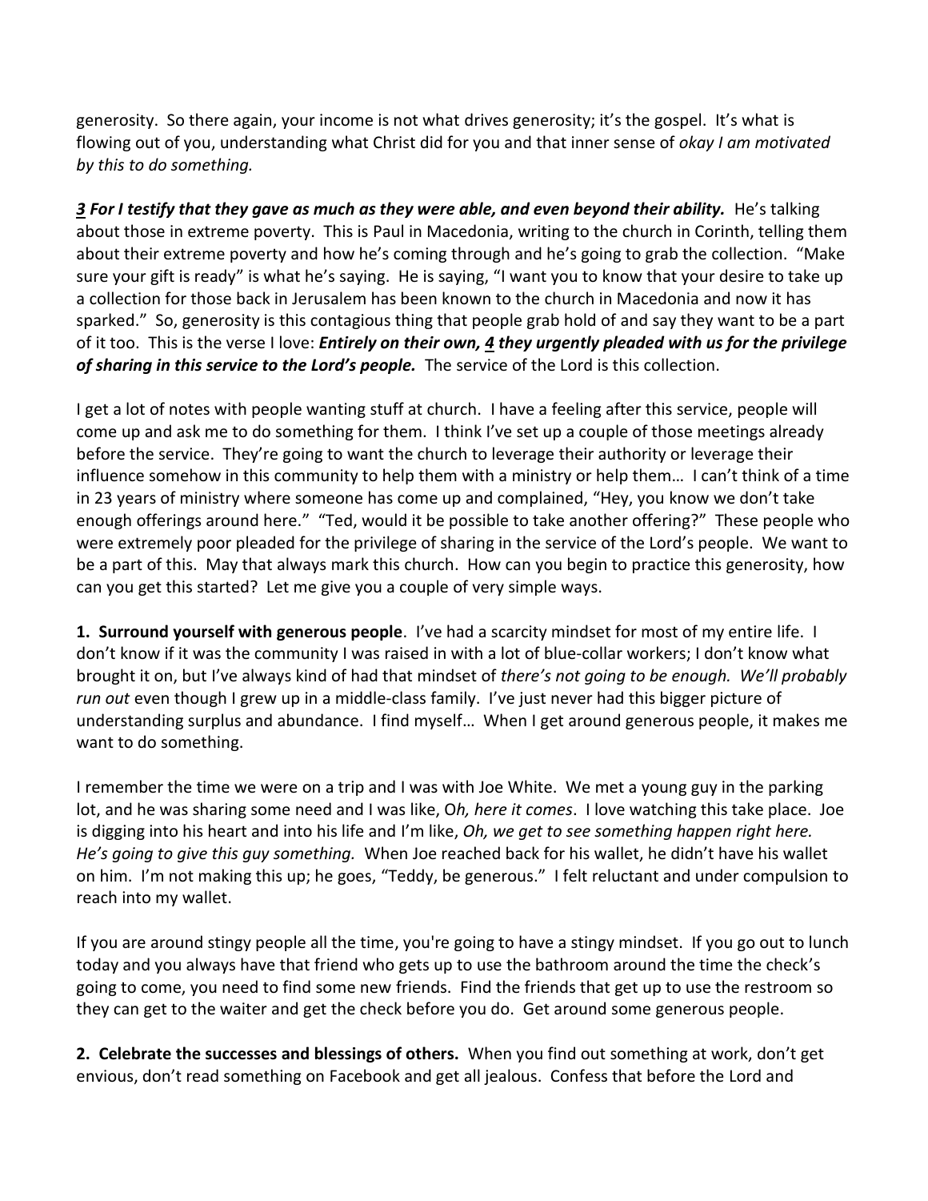generosity. So there again, your income is not what drives generosity; it's the gospel. It's what is flowing out of you, understanding what Christ did for you and that inner sense of *okay I am motivated by this to do something.*

***3* For I testify that they gave as much as they were able, and even beyond their ability.** He's talking about those in extreme poverty. This is Paul in Macedonia, writing to the church in Corinth, telling them about their extreme poverty and how he's coming through and he's going to grab the collection. "Make sure your gift is ready" is what he's saying. He is saying, "I want you to know that your desire to take up a collection for those back in Jerusalem has been known to the church in Macedonia and now it has sparked." So, generosity is this contagious thing that people grab hold of and say they want to be a part of it too. This is the verse I love: ***Entirely on their own, 4 they urgently pleaded with us for the privilege of sharing in this service to the Lord's people.*** The service of the Lord is this collection.

I get a lot of notes with people wanting stuff at church. I have a feeling after this service, people will come up and ask me to do something for them. I think I've set up a couple of those meetings already before the service. They're going to want the church to leverage their authority or leverage their influence somehow in this community to help them with a ministry or help them… I can't think of a time in 23 years of ministry where someone has come up and complained, "Hey, you know we don't take enough offerings around here." "Ted, would it be possible to take another offering?" These people who were extremely poor pleaded for the privilege of sharing in the service of the Lord's people. We want to be a part of this. May that always mark this church. How can you begin to practice this generosity, how can you get this started? Let me give you a couple of very simple ways.

**1. Surround yourself with generous people**. I've had a scarcity mindset for most of my entire life. I don't know if it was the community I was raised in with a lot of blue-collar workers; I don't know what brought it on, but I've always kind of had that mindset of *there's not going to be enough. We'll probably run out* even though I grew up in a middle-class family. I've just never had this bigger picture of understanding surplus and abundance. I find myself… When I get around generous people, it makes me want to do something.

I remember the time we were on a trip and I was with Joe White. We met a young guy in the parking lot, and he was sharing some need and I was like, O*h, here it comes*. I love watching this take place. Joe is digging into his heart and into his life and I'm like, *Oh, we get to see something happen right here. He's going to give this guy something.* When Joe reached back for his wallet, he didn't have his wallet on him. I'm not making this up; he goes, "Teddy, be generous." I felt reluctant and under compulsion to reach into my wallet.

If you are around stingy people all the time, you're going to have a stingy mindset. If you go out to lunch today and you always have that friend who gets up to use the bathroom around the time the check's going to come, you need to find some new friends. Find the friends that get up to use the restroom so they can get to the waiter and get the check before you do. Get around some generous people.

**2. Celebrate the successes and blessings of others.** When you find out something at work, don't get envious, don't read something on Facebook and get all jealous. Confess that before the Lord and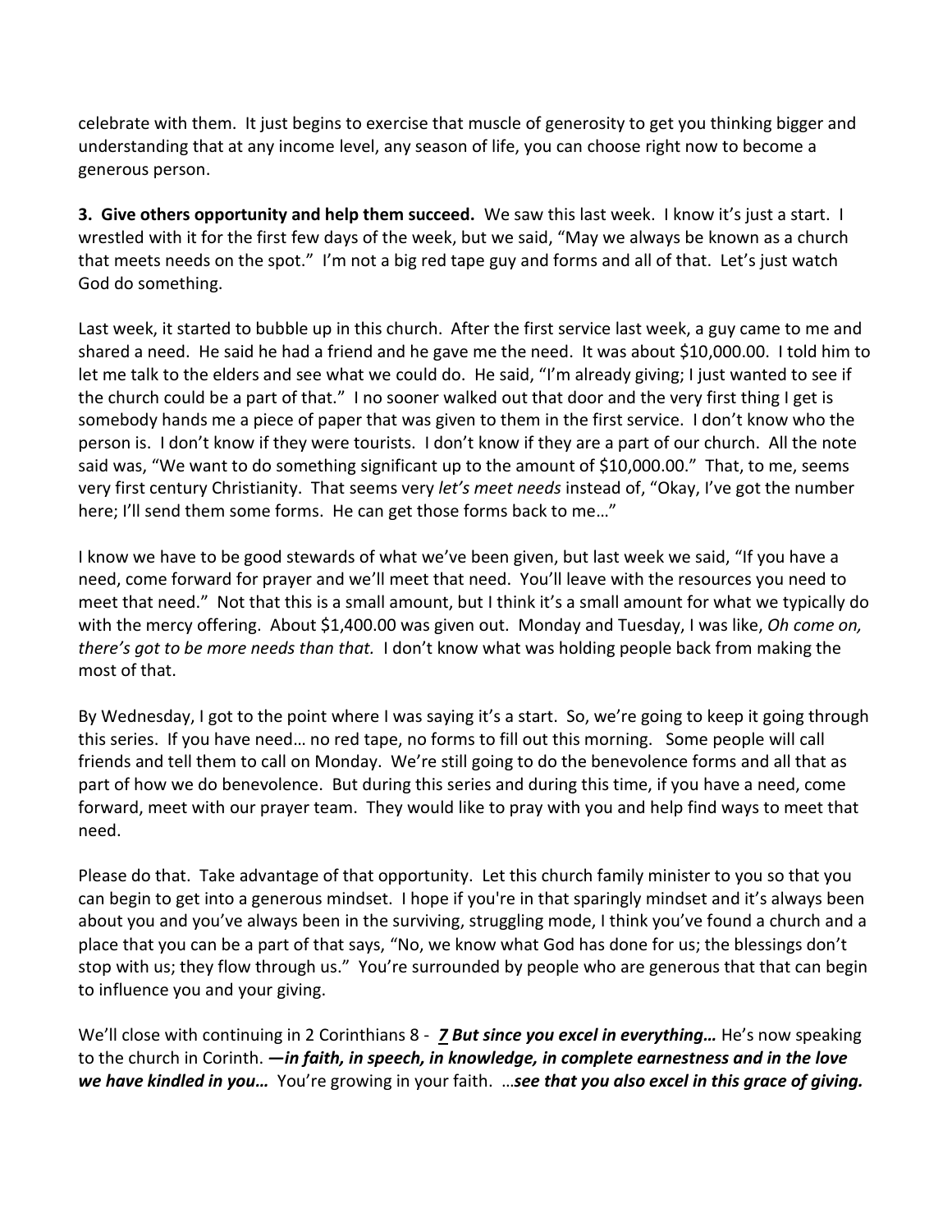celebrate with them. It just begins to exercise that muscle of generosity to get you thinking bigger and understanding that at any income level, any season of life, you can choose right now to become a generous person.

**3. Give others opportunity and help them succeed.** We saw this last week. I know it's just a start. I wrestled with it for the first few days of the week, but we said, "May we always be known as a church that meets needs on the spot." I'm not a big red tape guy and forms and all of that. Let's just watch God do something.

Last week, it started to bubble up in this church. After the first service last week, a guy came to me and shared a need. He said he had a friend and he gave me the need. It was about $10,000.00. I told him to let me talk to the elders and see what we could do. He said, "I'm already giving; I just wanted to see if the church could be a part of that." I no sooner walked out that door and the very first thing I get is somebody hands me a piece of paper that was given to them in the first service. I don't know who the person is. I don't know if they were tourists. I don't know if they are a part of our church. All the note said was, "We want to do something significant up to the amount of $10,000.00." That, to me, seems very first century Christianity. That seems very *let's meet needs* instead of, "Okay, I've got the number here; I'll send them some forms. He can get those forms back to me…"

I know we have to be good stewards of what we've been given, but last week we said, "If you have a need, come forward for prayer and we'll meet that need. You'll leave with the resources you need to meet that need." Not that this is a small amount, but I think it's a small amount for what we typically do with the mercy offering. About $1,400.00 was given out. Monday and Tuesday, I was like, *Oh come on, there's got to be more needs than that.* I don't know what was holding people back from making the most of that.

By Wednesday, I got to the point where I was saying it's a start. So, we're going to keep it going through this series. If you have need… no red tape, no forms to fill out this morning. Some people will call friends and tell them to call on Monday. We're still going to do the benevolence forms and all that as part of how we do benevolence. But during this series and during this time, if you have a need, come forward, meet with our prayer team. They would like to pray with you and help find ways to meet that need.

Please do that. Take advantage of that opportunity. Let this church family minister to you so that you can begin to get into a generous mindset. I hope if you're in that sparingly mindset and it's always been about you and you've always been in the surviving, struggling mode, I think you've found a church and a place that you can be a part of that says, "No, we know what God has done for us; the blessings don't stop with us; they flow through us." You're surrounded by people who are generous that that can begin to influence you and your giving.

We'll close with continuing in 2 Corinthians 8 - ***7 But since you excel in everything…*** He's now speaking to the church in Corinth. ***—in faith, in speech, in knowledge, in complete earnestness and in the love we have kindled in you…*** You're growing in your faith. …***see that you also excel in this grace of giving.***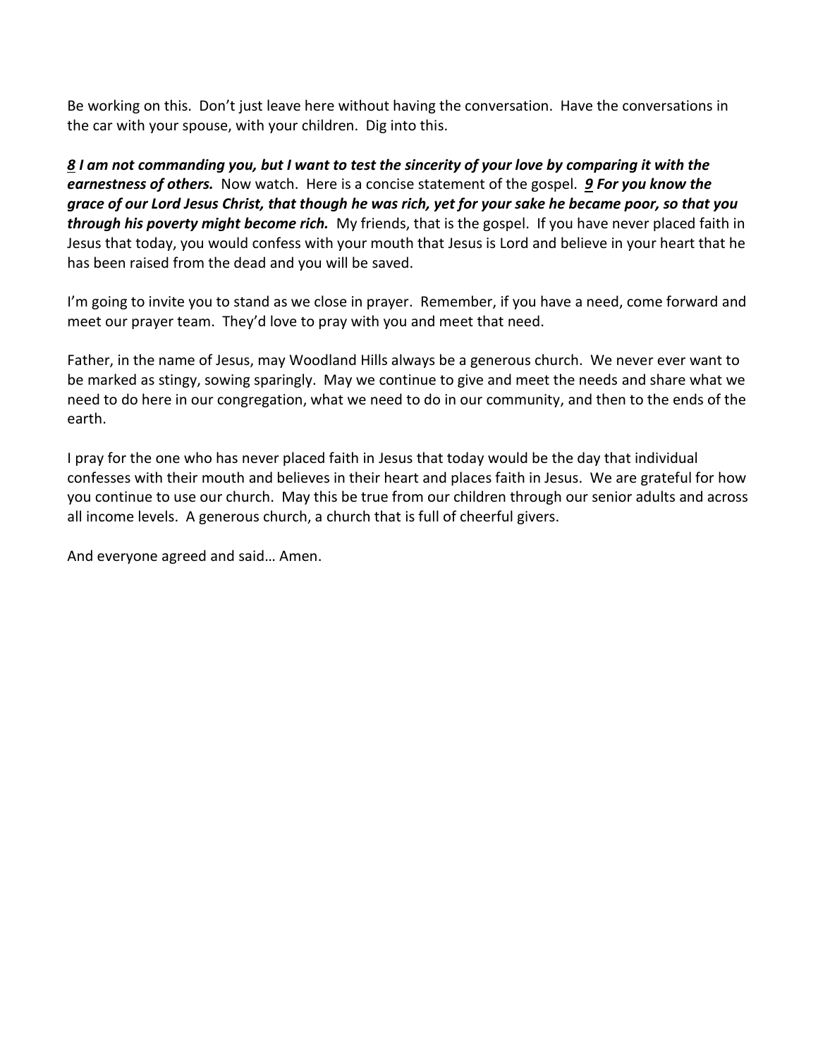Be working on this. Don't just leave here without having the conversation. Have the conversations in the car with your spouse, with your children. Dig into this.

***8 I am not commanding you, but I want to test the sincerity of your love by comparing it with the earnestness of others.*** Now watch. Here is a concise statement of the gospel. ***9 For you know the grace of our Lord Jesus Christ, that though he was rich, yet for your sake he became poor, so that you through his poverty might become rich.*** My friends, that is the gospel. If you have never placed faith in Jesus that today, you would confess with your mouth that Jesus is Lord and believe in your heart that he has been raised from the dead and you will be saved.

I'm going to invite you to stand as we close in prayer. Remember, if you have a need, come forward and meet our prayer team. They'd love to pray with you and meet that need.

Father, in the name of Jesus, may Woodland Hills always be a generous church. We never ever want to be marked as stingy, sowing sparingly. May we continue to give and meet the needs and share what we need to do here in our congregation, what we need to do in our community, and then to the ends of the earth.

I pray for the one who has never placed faith in Jesus that today would be the day that individual confesses with their mouth and believes in their heart and places faith in Jesus. We are grateful for how you continue to use our church. May this be true from our children through our senior adults and across all income levels. A generous church, a church that is full of cheerful givers.

And everyone agreed and said… Amen.